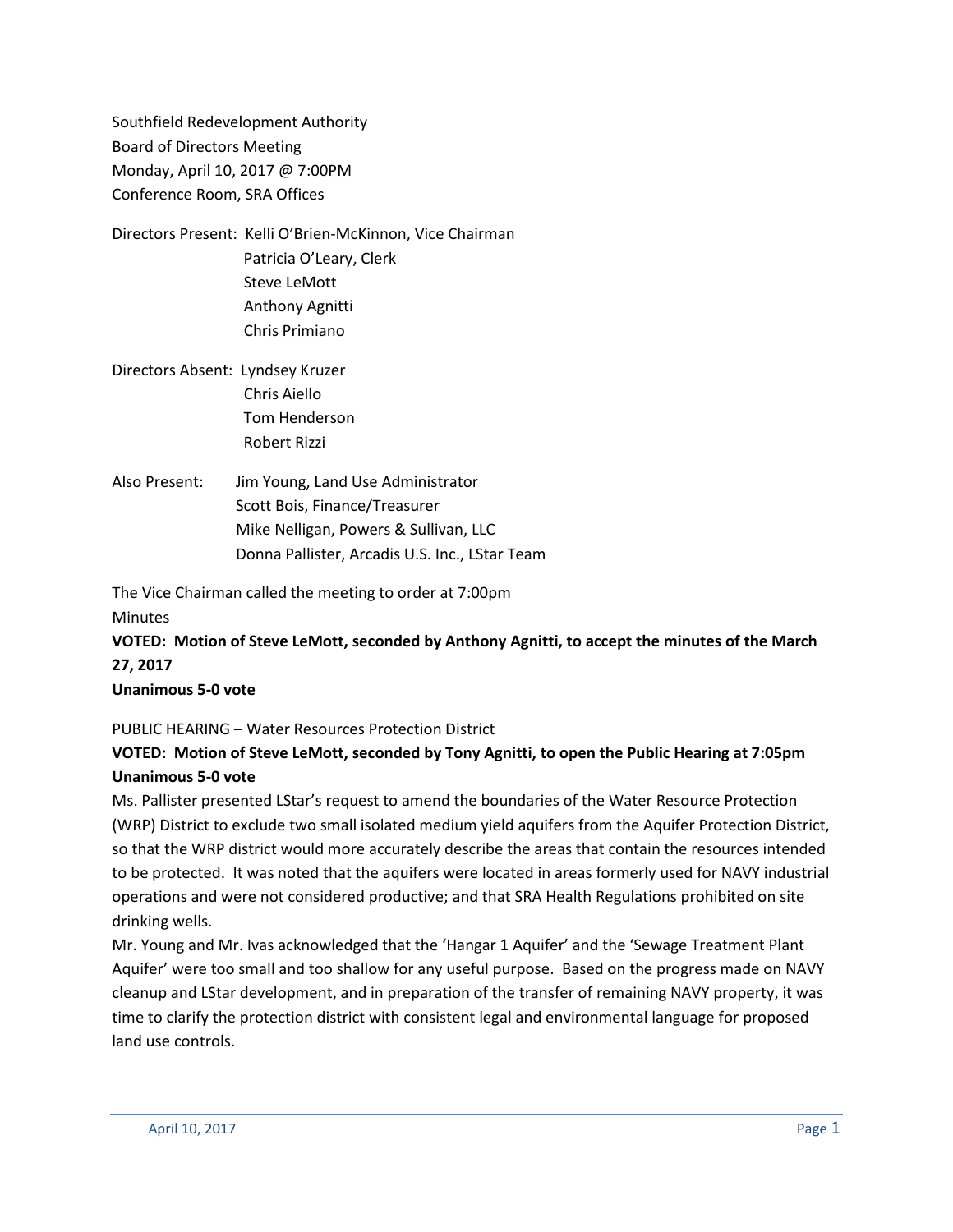Southfield Redevelopment Authority
Board of Directors Meeting
Monday, April 10, 2017 @ 7:00PM
Conference Room, SRA Offices

Directors Present: Kelli O'Brien-McKinnon, Vice Chairman
Patricia O'Leary, Clerk
Steve LeMott
Anthony Agnitti
Chris Primiano

Directors Absent: Lyndsey Kruzer
Chris Aiello
Tom Henderson
Robert Rizzi

Also Present: Jim Young, Land Use Administrator
Scott Bois, Finance/Treasurer
Mike Nelligan, Powers & Sullivan, LLC
Donna Pallister, Arcadis U.S. Inc., LStar Team

The Vice Chairman called the meeting to order at 7:00pm

Minutes

**VOTED: Motion of Steve LeMott, seconded by Anthony Agnitti, to accept the minutes of the March 27, 2017**

**Unanimous 5-0 vote**

PUBLIC HEARING – Water Resources Protection District

**VOTED: Motion of Steve LeMott, seconded by Tony Agnitti, to open the Public Hearing at 7:05pm**

**Unanimous 5-0 vote**

Ms. Pallister presented LStar's request to amend the boundaries of the Water Resource Protection (WRP) District to exclude two small isolated medium yield aquifers from the Aquifer Protection District, so that the WRP district would more accurately describe the areas that contain the resources intended to be protected. It was noted that the aquifers were located in areas formerly used for NAVY industrial operations and were not considered productive; and that SRA Health Regulations prohibited on site drinking wells.

Mr. Young and Mr. Ivas acknowledged that the 'Hangar 1 Aquifer' and the 'Sewage Treatment Plant Aquifer' were too small and too shallow for any useful purpose. Based on the progress made on NAVY cleanup and LStar development, and in preparation of the transfer of remaining NAVY property, it was time to clarify the protection district with consistent legal and environmental language for proposed land use controls.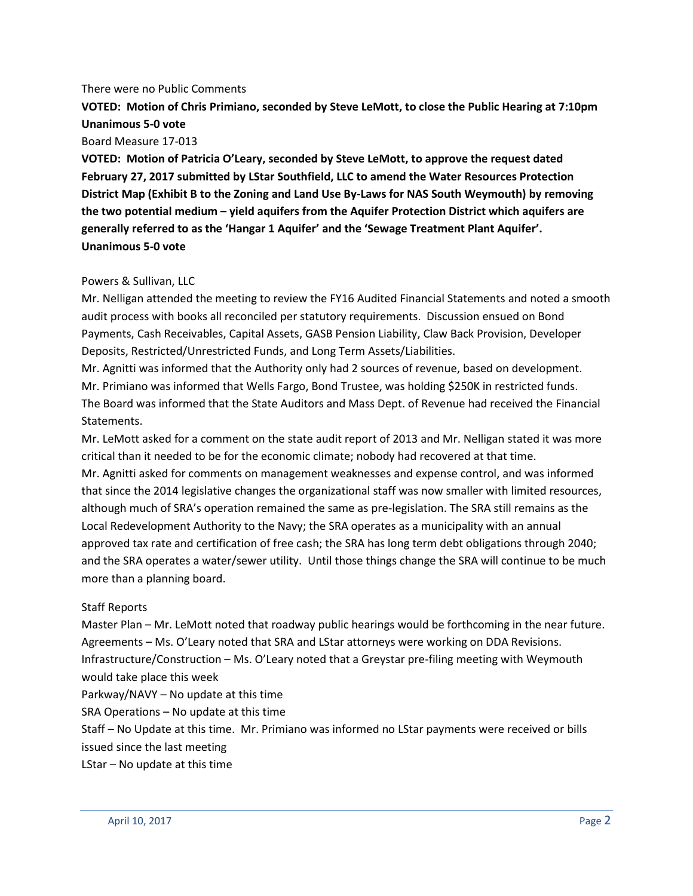There were no Public Comments

**VOTED: Motion of Chris Primiano, seconded by Steve LeMott, to close the Public Hearing at 7:10pm Unanimous 5-0 vote**

Board Measure 17-013

**VOTED: Motion of Patricia O'Leary, seconded by Steve LeMott, to approve the request dated February 27, 2017 submitted by LStar Southfield, LLC to amend the Water Resources Protection District Map (Exhibit B to the Zoning and Land Use By-Laws for NAS South Weymouth) by removing the two potential medium – yield aquifers from the Aquifer Protection District which aquifers are generally referred to as the 'Hangar 1 Aquifer' and the 'Sewage Treatment Plant Aquifer'. Unanimous 5-0 vote**

Powers & Sullivan, LLC

Mr. Nelligan attended the meeting to review the FY16 Audited Financial Statements and noted a smooth audit process with books all reconciled per statutory requirements. Discussion ensued on Bond Payments, Cash Receivables, Capital Assets, GASB Pension Liability, Claw Back Provision, Developer Deposits, Restricted/Unrestricted Funds, and Long Term Assets/Liabilities.

Mr. Agnitti was informed that the Authority only had 2 sources of revenue, based on development.

Mr. Primiano was informed that Wells Fargo, Bond Trustee, was holding $250K in restricted funds.

The Board was informed that the State Auditors and Mass Dept. of Revenue had received the Financial Statements.

Mr. LeMott asked for a comment on the state audit report of 2013 and Mr. Nelligan stated it was more critical than it needed to be for the economic climate; nobody had recovered at that time.

Mr. Agnitti asked for comments on management weaknesses and expense control, and was informed that since the 2014 legislative changes the organizational staff was now smaller with limited resources, although much of SRA's operation remained the same as pre-legislation. The SRA still remains as the Local Redevelopment Authority to the Navy; the SRA operates as a municipality with an annual approved tax rate and certification of free cash; the SRA has long term debt obligations through 2040; and the SRA operates a water/sewer utility. Until those things change the SRA will continue to be much more than a planning board.

Staff Reports

Master Plan – Mr. LeMott noted that roadway public hearings would be forthcoming in the near future.

Agreements – Ms. O'Leary noted that SRA and LStar attorneys were working on DDA Revisions.

Infrastructure/Construction – Ms. O'Leary noted that a Greystar pre-filing meeting with Weymouth would take place this week

Parkway/NAVY – No update at this time

SRA Operations – No update at this time

Staff – No Update at this time. Mr. Primiano was informed no LStar payments were received or bills issued since the last meeting

LStar – No update at this time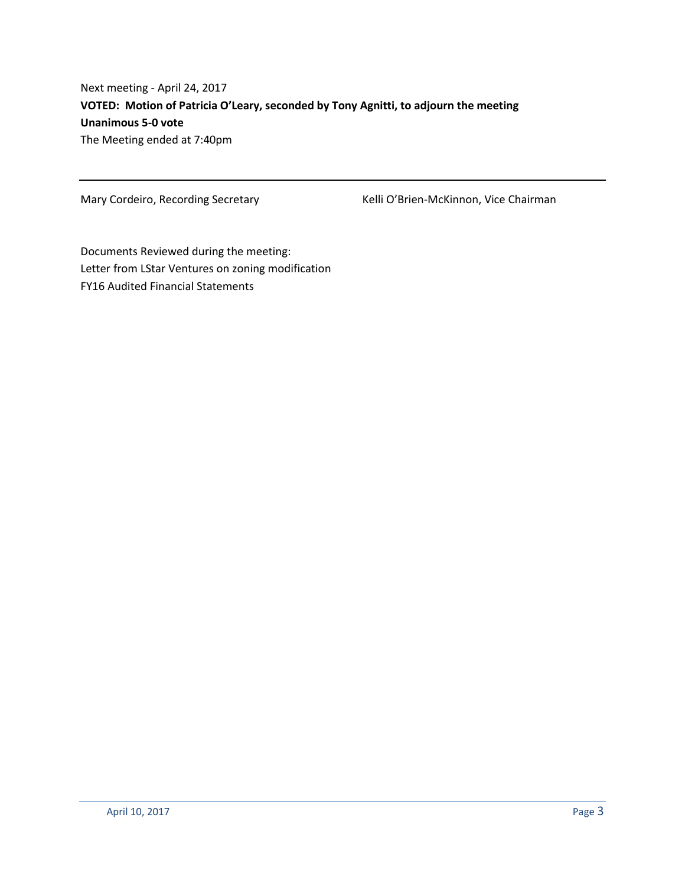Next meeting - April 24, 2017

**VOTED: Motion of Patricia O'Leary, seconded by Tony Agnitti, to adjourn the meeting**
**Unanimous 5-0 vote**

The Meeting ended at 7:40pm

---

Mary Cordeiro, Recording Secretary

Kelli O'Brien-McKinnon, Vice Chairman

Documents Reviewed during the meeting:
Letter from LStar Ventures on zoning modification
FY16 Audited Financial Statements